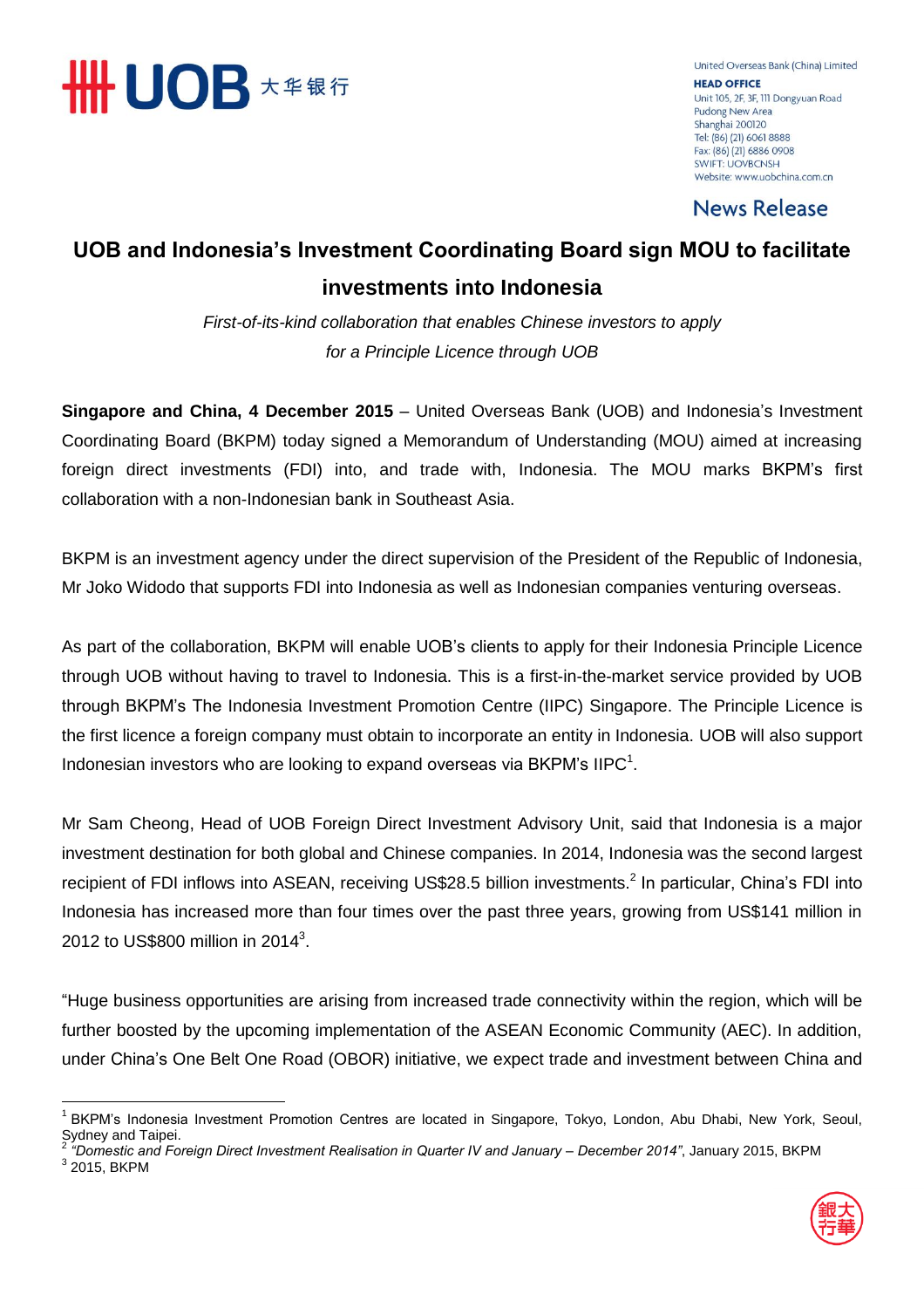United Overseas Bank (China) Limited
**HEAD OFFICE**
Unit 105, 2F, 3F, 111 Dongyuan Road
Pudong New Area
Shanghai 200120
Tel: (86) (21) 6061 8888
Fax: (86) (21) 6886 0908
SWIFT: UOVBCNSH
Website: www.uobchina.com.cn

**News Release**

# UOB and Indonesia's Investment Coordinating Board sign MOU to facilitate investments into Indonesia

*First-of-its-kind collaboration that enables Chinese investors to apply for a Principle Licence through UOB*

**Singapore and China, 4 December 2015** – United Overseas Bank (UOB) and Indonesia's Investment Coordinating Board (BKPM) today signed a Memorandum of Understanding (MOU) aimed at increasing foreign direct investments (FDI) into, and trade with, Indonesia. The MOU marks BKPM's first collaboration with a non-Indonesian bank in Southeast Asia.

BKPM is an investment agency under the direct supervision of the President of the Republic of Indonesia, Mr Joko Widodo that supports FDI into Indonesia as well as Indonesian companies venturing overseas.

As part of the collaboration, BKPM will enable UOB's clients to apply for their Indonesia Principle Licence through UOB without having to travel to Indonesia. This is a first-in-the-market service provided by UOB through BKPM's The Indonesia Investment Promotion Centre (IIPC) Singapore. The Principle Licence is the first licence a foreign company must obtain to incorporate an entity in Indonesia. UOB will also support Indonesian investors who are looking to expand overseas via BKPM's IIPC[1].

Mr Sam Cheong, Head of UOB Foreign Direct Investment Advisory Unit, said that Indonesia is a major investment destination for both global and Chinese companies. In 2014, Indonesia was the second largest recipient of FDI inflows into ASEAN, receiving US$28.5 billion investments.[2] In particular, China's FDI into Indonesia has increased more than four times over the past three years, growing from US$141 million in 2012 to US$800 million in 2014[3].

"Huge business opportunities are arising from increased trade connectivity within the region, which will be further boosted by the upcoming implementation of the ASEAN Economic Community (AEC). In addition, under China's One Belt One Road (OBOR) initiative, we expect trade and investment between China and

---

[1] BKPM's Indonesia Investment Promotion Centres are located in Singapore, Tokyo, London, Abu Dhabi, New York, Seoul, Sydney and Taipei.

[2] *"Domestic and Foreign Direct Investment Realisation in Quarter IV and January – December 2014"*, January 2015, BKPM

[3] 2015, BKPM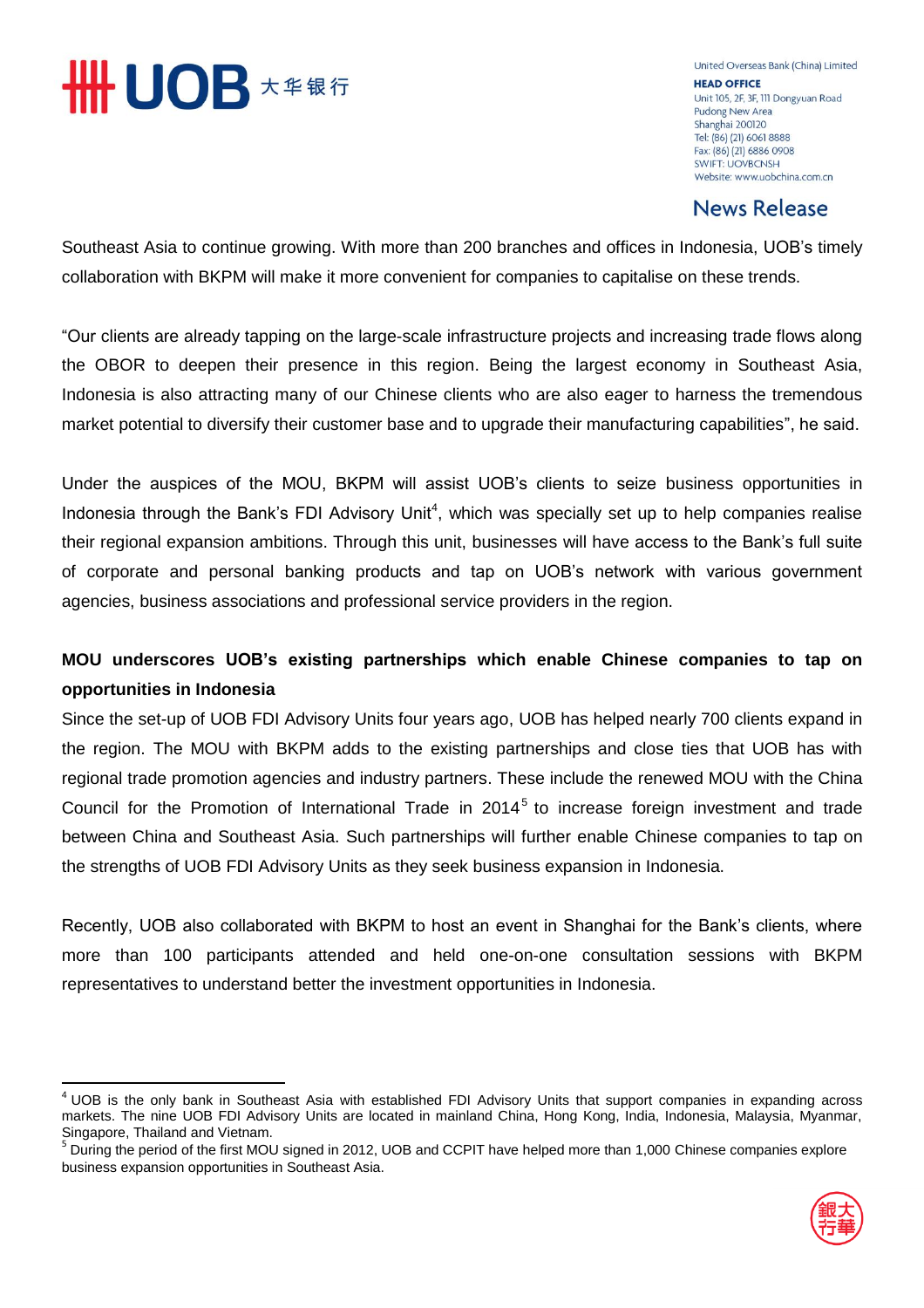Southeast Asia to continue growing. With more than 200 branches and offices in Indonesia, UOB's timely collaboration with BKPM will make it more convenient for companies to capitalise on these trends.

"Our clients are already tapping on the large-scale infrastructure projects and increasing trade flows along the OBOR to deepen their presence in this region. Being the largest economy in Southeast Asia, Indonesia is also attracting many of our Chinese clients who are also eager to harness the tremendous market potential to diversify their customer base and to upgrade their manufacturing capabilities", he said.

Under the auspices of the MOU, BKPM will assist UOB's clients to seize business opportunities in Indonesia through the Bank's FDI Advisory Unit[4], which was specially set up to help companies realise their regional expansion ambitions. Through this unit, businesses will have access to the Bank's full suite of corporate and personal banking products and tap on UOB's network with various government agencies, business associations and professional service providers in the region.

**MOU underscores UOB's existing partnerships which enable Chinese companies to tap on opportunities in Indonesia**

Since the set-up of UOB FDI Advisory Units four years ago, UOB has helped nearly 700 clients expand in the region. The MOU with BKPM adds to the existing partnerships and close ties that UOB has with regional trade promotion agencies and industry partners. These include the renewed MOU with the China Council for the Promotion of International Trade in 2014[5] to increase foreign investment and trade between China and Southeast Asia. Such partnerships will further enable Chinese companies to tap on the strengths of UOB FDI Advisory Units as they seek business expansion in Indonesia.

Recently, UOB also collaborated with BKPM to host an event in Shanghai for the Bank's clients, where more than 100 participants attended and held one-on-one consultation sessions with BKPM representatives to understand better the investment opportunities in Indonesia.

---

[4] UOB is the only bank in Southeast Asia with established FDI Advisory Units that support companies in expanding across markets. The nine UOB FDI Advisory Units are located in mainland China, Hong Kong, India, Indonesia, Malaysia, Myanmar, Singapore, Thailand and Vietnam.

[5] During the period of the first MOU signed in 2012, UOB and CCPIT have helped more than 1,000 Chinese companies explore business expansion opportunities in Southeast Asia.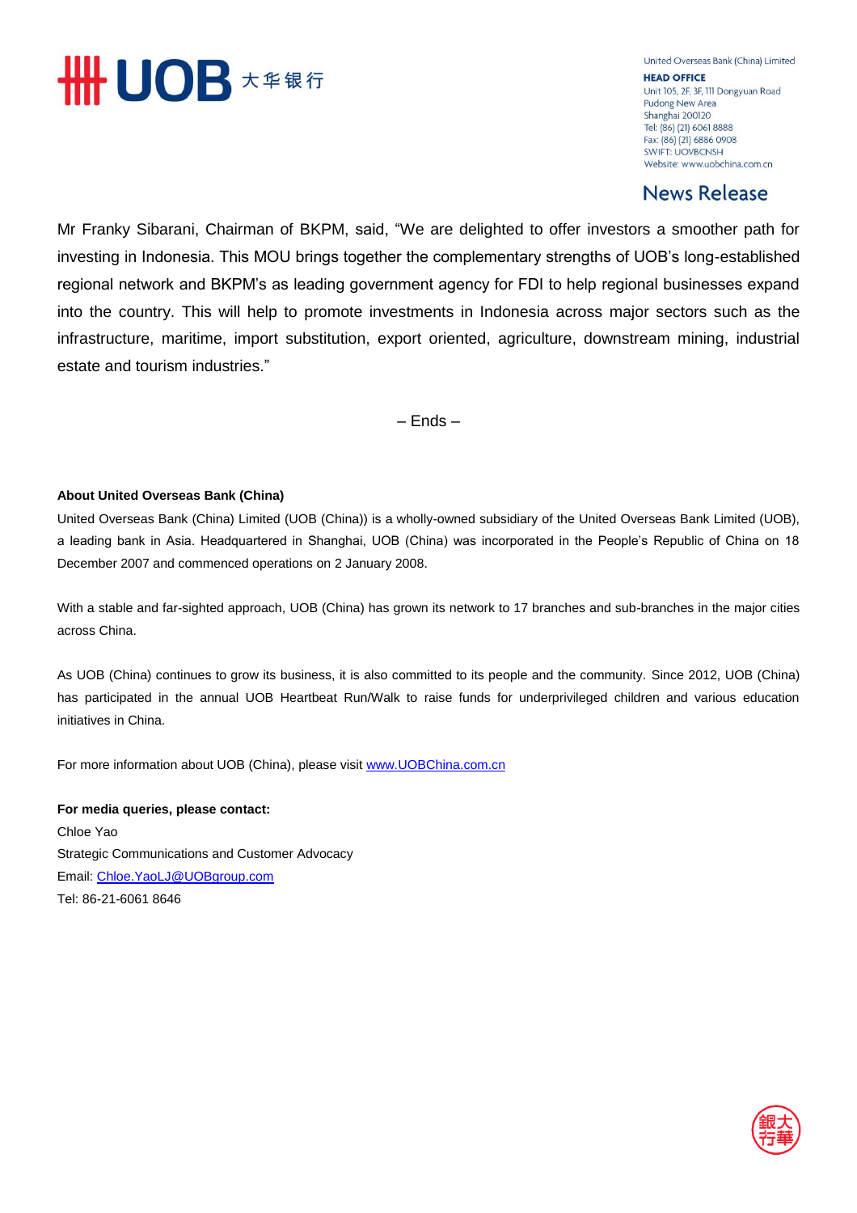Mr Franky Sibarani, Chairman of BKPM, said, "We are delighted to offer investors a smoother path for investing in Indonesia. This MOU brings together the complementary strengths of UOB's long-established regional network and BKPM's as leading government agency for FDI to help regional businesses expand into the country. This will help to promote investments in Indonesia across major sectors such as the infrastructure, maritime, import substitution, export oriented, agriculture, downstream mining, industrial estate and tourism industries."

– Ends –

**About United Overseas Bank (China)**

United Overseas Bank (China) Limited (UOB (China)) is a wholly-owned subsidiary of the United Overseas Bank Limited (UOB), a leading bank in Asia. Headquartered in Shanghai, UOB (China) was incorporated in the People's Republic of China on 18 December 2007 and commenced operations on 2 January 2008.

With a stable and far-sighted approach, UOB (China) has grown its network to 17 branches and sub-branches in the major cities across China.

As UOB (China) continues to grow its business, it is also committed to its people and the community. Since 2012, UOB (China) has participated in the annual UOB Heartbeat Run/Walk to raise funds for underprivileged children and various education initiatives in China.

For more information about UOB (China), please visit www.UOBChina.com.cn

**For media queries, please contact:**

Chloe Yao
Strategic Communications and Customer Advocacy
Email: Chloe.YaoLJ@UOBgroup.com
Tel: 86-21-6061 8646